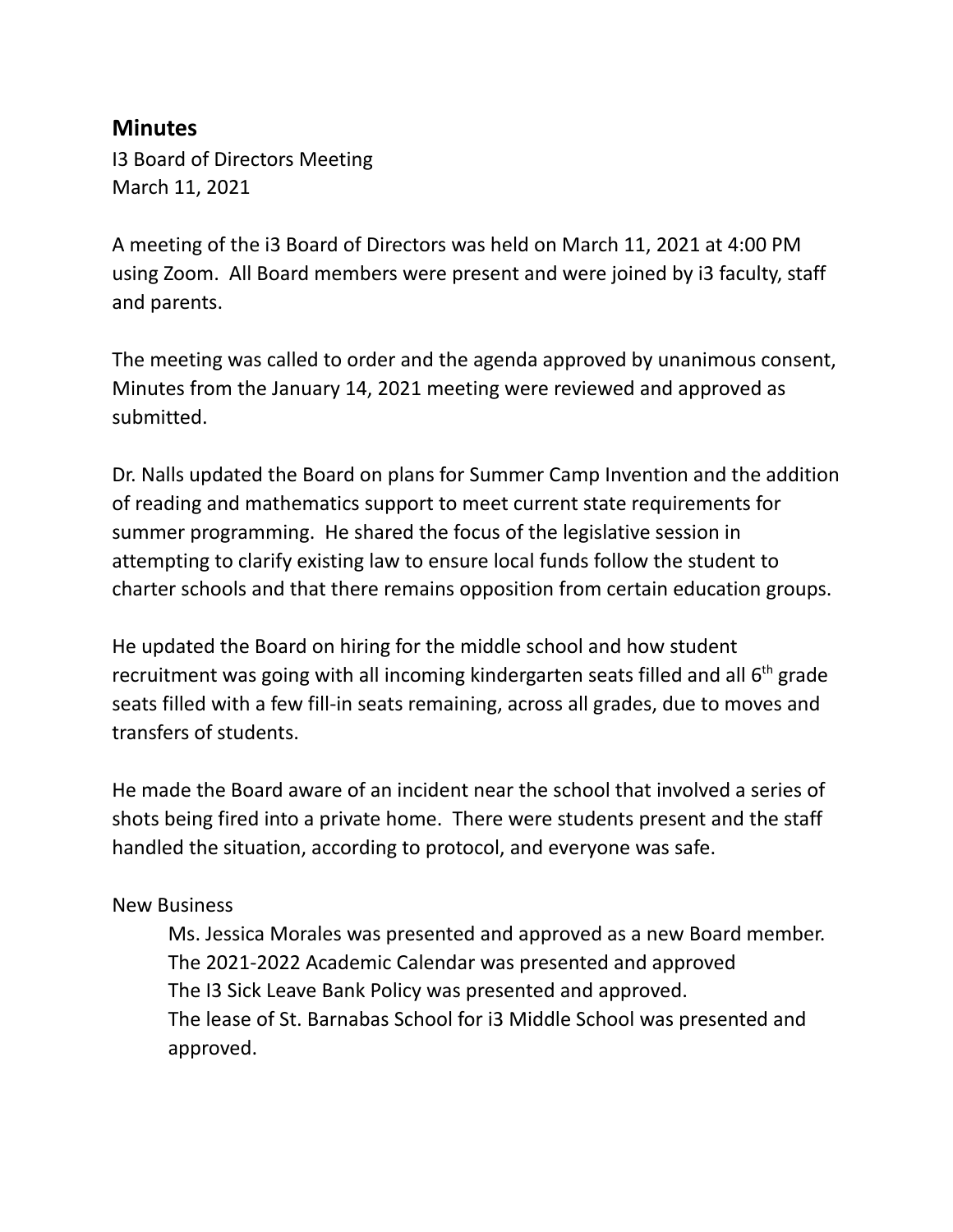## Minutes

I3 Board of Directors Meeting
March 11, 2021

A meeting of the i3 Board of Directors was held on March 11, 2021 at 4:00 PM using Zoom. All Board members were present and were joined by i3 faculty, staff and parents.

The meeting was called to order and the agenda approved by unanimous consent, Minutes from the January 14, 2021 meeting were reviewed and approved as submitted.

Dr. Nalls updated the Board on plans for Summer Camp Invention and the addition of reading and mathematics support to meet current state requirements for summer programming. He shared the focus of the legislative session in attempting to clarify existing law to ensure local funds follow the student to charter schools and that there remains opposition from certain education groups.

He updated the Board on hiring for the middle school and how student recruitment was going with all incoming kindergarten seats filled and all 6th grade seats filled with a few fill-in seats remaining, across all grades, due to moves and transfers of students.

He made the Board aware of an incident near the school that involved a series of shots being fired into a private home. There were students present and the staff handled the situation, according to protocol, and everyone was safe.

New Business

Ms. Jessica Morales was presented and approved as a new Board member.
The 2021-2022 Academic Calendar was presented and approved
The I3 Sick Leave Bank Policy was presented and approved.
The lease of St. Barnabas School for i3 Middle School was presented and approved.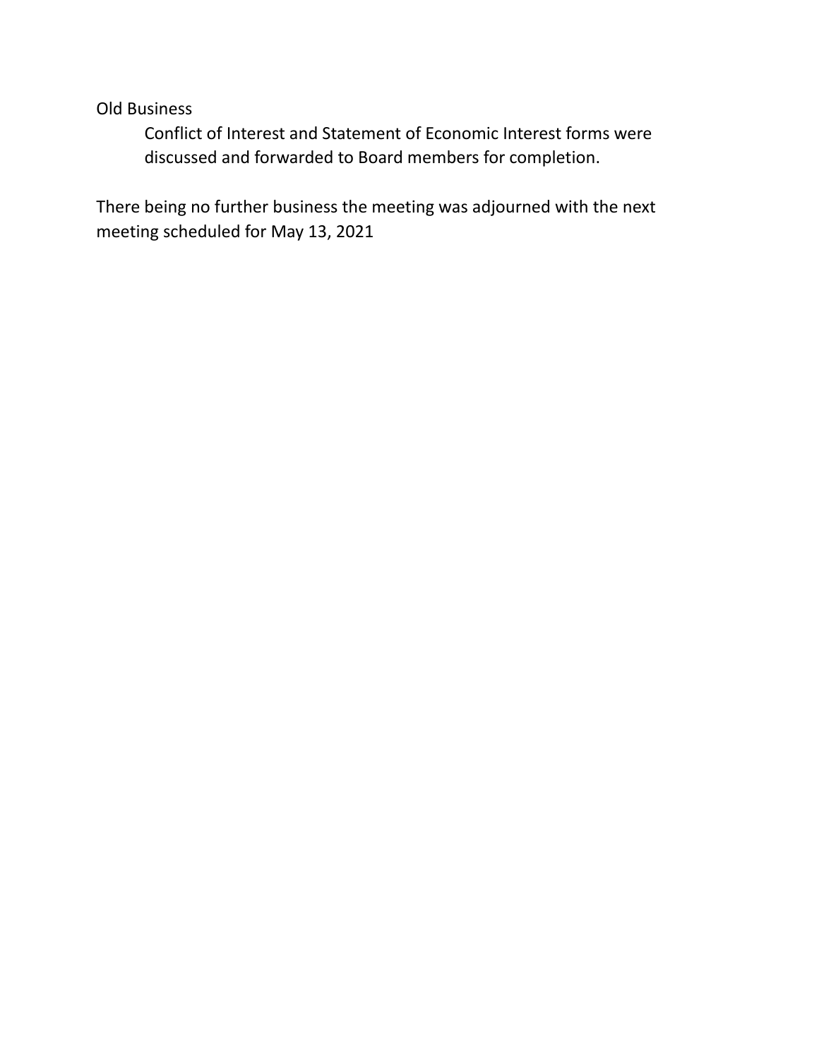Old Business

Conflict of Interest and Statement of Economic Interest forms were discussed and forwarded to Board members for completion.

There being no further business the meeting was adjourned with the next meeting scheduled for May 13, 2021